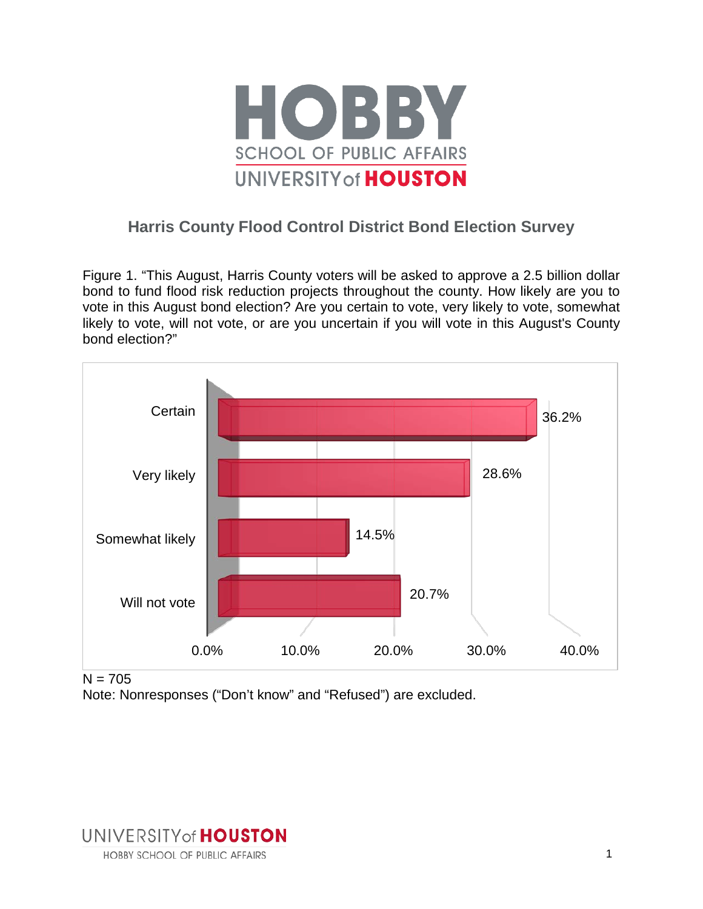# HOBBY SCHOOL OF PUBLIC AFFAIRS
UNIVERSITY of HOUSTON

## Harris County Flood Control District Bond Election Survey

Figure 1. "This August, Harris County voters will be asked to approve a 2.5 billion dollar bond to fund flood risk reduction projects throughout the county. How likely are you to vote in this August bond election? Are you certain to vote, very likely to vote, somewhat likely to vote, will not vote, or are you uncertain if you will vote in this August's County bond election?"

| Response | Percent |
| --- | --- |
| Certain | 36.2% |
| Very likely | 28.6% |
| Somewhat likely | 14.5% |
| Will not vote | 20.7% |

N = 705

Note: Nonresponses ("Don't know" and "Refused") are excluded.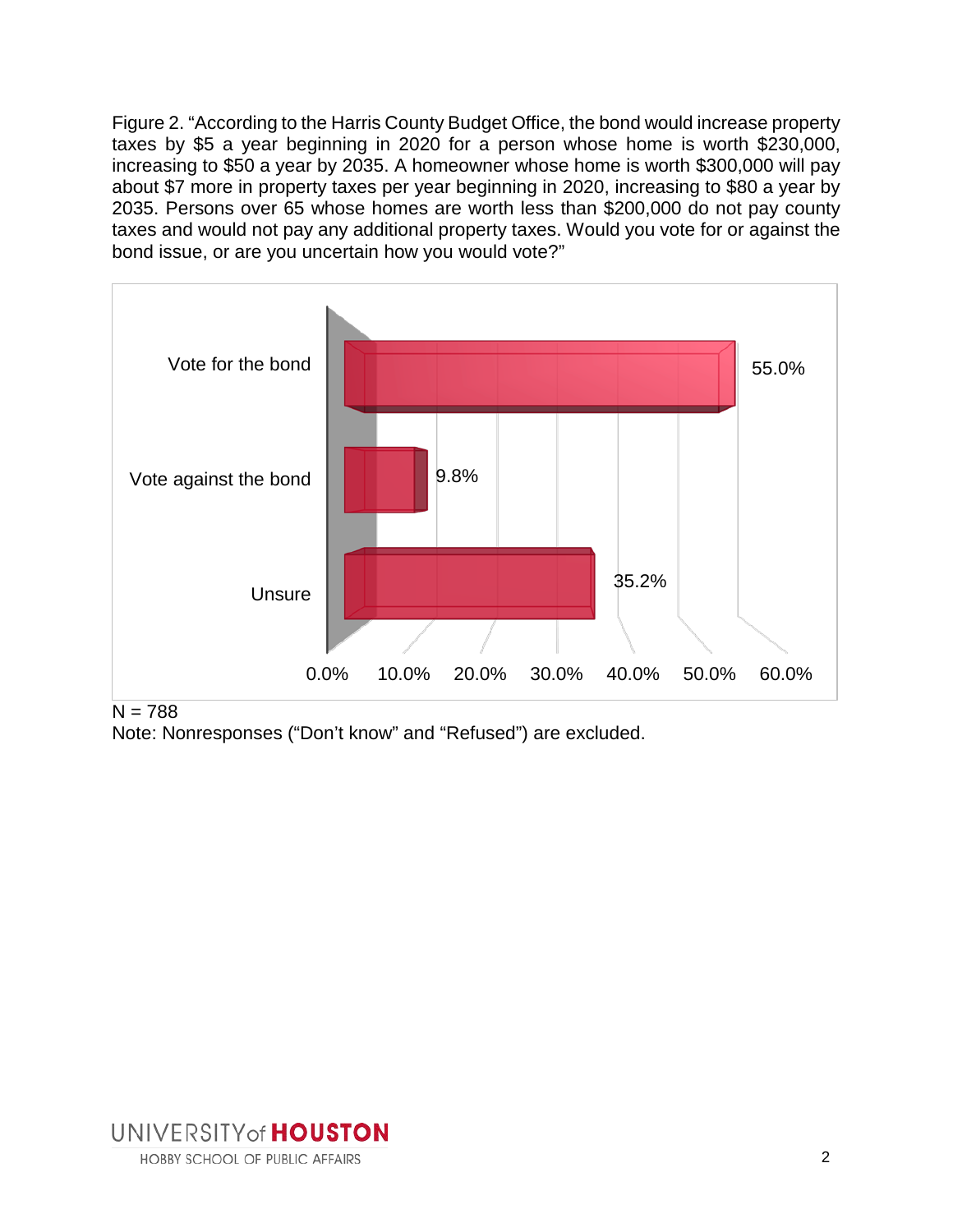Figure 2. "According to the Harris County Budget Office, the bond would increase property taxes by $5 a year beginning in 2020 for a person whose home is worth $230,000, increasing to $50 a year by 2035. A homeowner whose home is worth $300,000 will pay about $7 more in property taxes per year beginning in 2020, increasing to $80 a year by 2035. Persons over 65 whose homes are worth less than $200,000 do not pay county taxes and would not pay any additional property taxes. Would you vote for or against the bond issue, or are you uncertain how you would vote?"

| Response | Percent |
|---|---|
| Vote for the bond | 55.0% |
| Vote against the bond | 9.8% |
| Unsure | 35.2% |

N = 788

Note: Nonresponses ("Don't know" and "Refused") are excluded.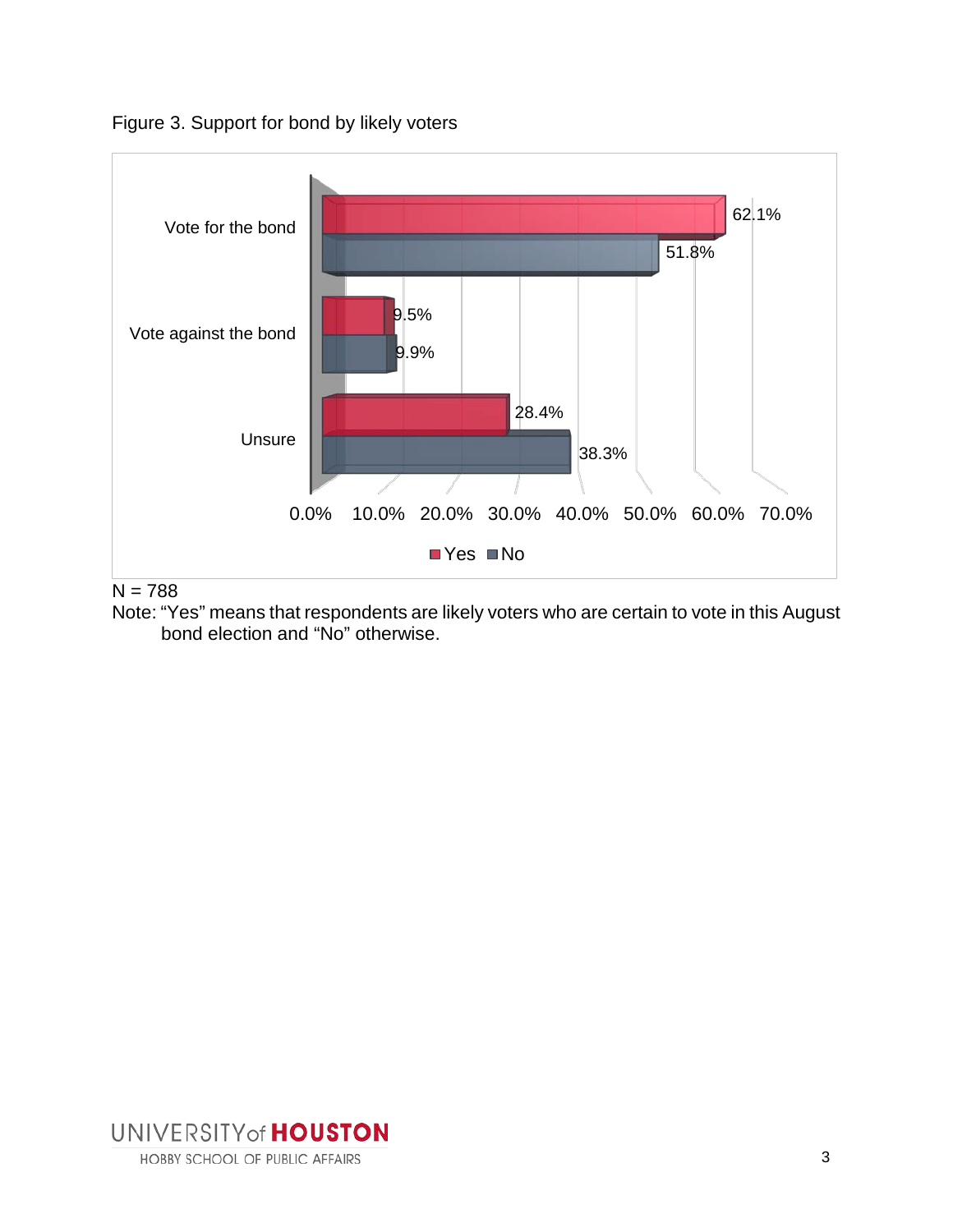Figure 3. Support for bond by likely voters

| | Yes | No |
|---|---|---|
| Vote for the bond | 62.1% | 51.8% |
| Vote against the bond | 9.5% | 9.9% |
| Unsure | 28.4% | 38.3% |

N = 788

Note: "Yes" means that respondents are likely voters who are certain to vote in this August bond election and "No" otherwise.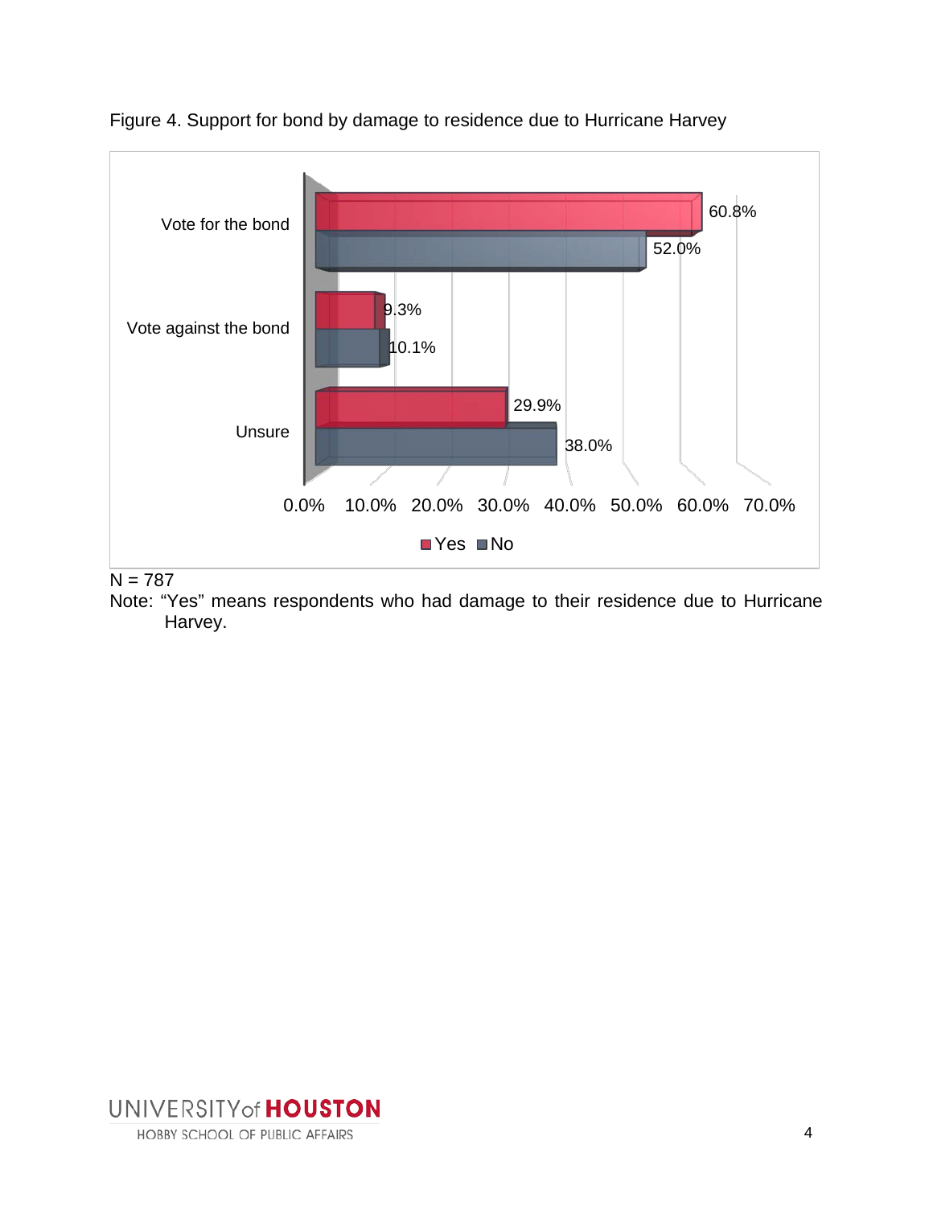Figure 4. Support for bond by damage to residence due to Hurricane Harvey

| | Yes | No |
|---|---|---|
| Vote for the bond | 60.8% | 52.0% |
| Vote against the bond | 9.3% | 10.1% |
| Unsure | 29.9% | 38.0% |

N = 787

Note: "Yes" means respondents who had damage to their residence due to Hurricane Harvey.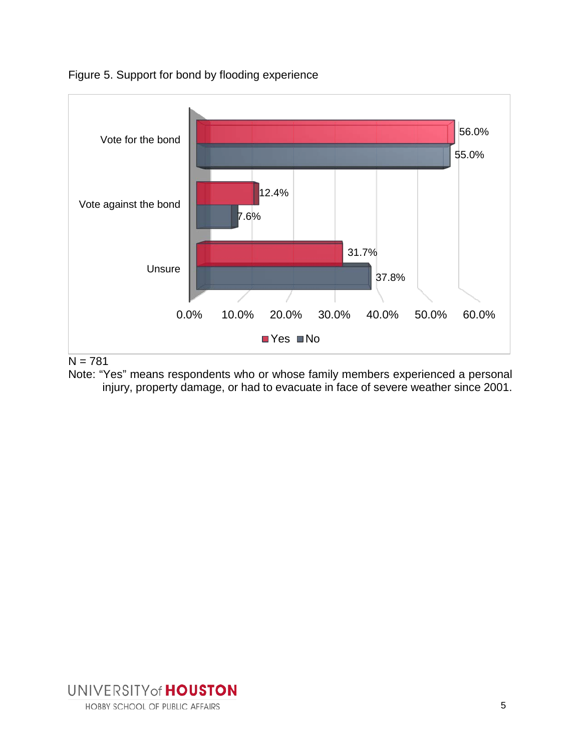Figure 5. Support for bond by flooding experience

| | Yes | No |
|---|---|---|
| Vote for the bond | 56.0% | 55.0% |
| Vote against the bond | 12.4% | 7.6% |
| Unsure | 31.7% | 37.8% |

N = 781

Note: "Yes" means respondents who or whose family members experienced a personal injury, property damage, or had to evacuate in face of severe weather since 2001.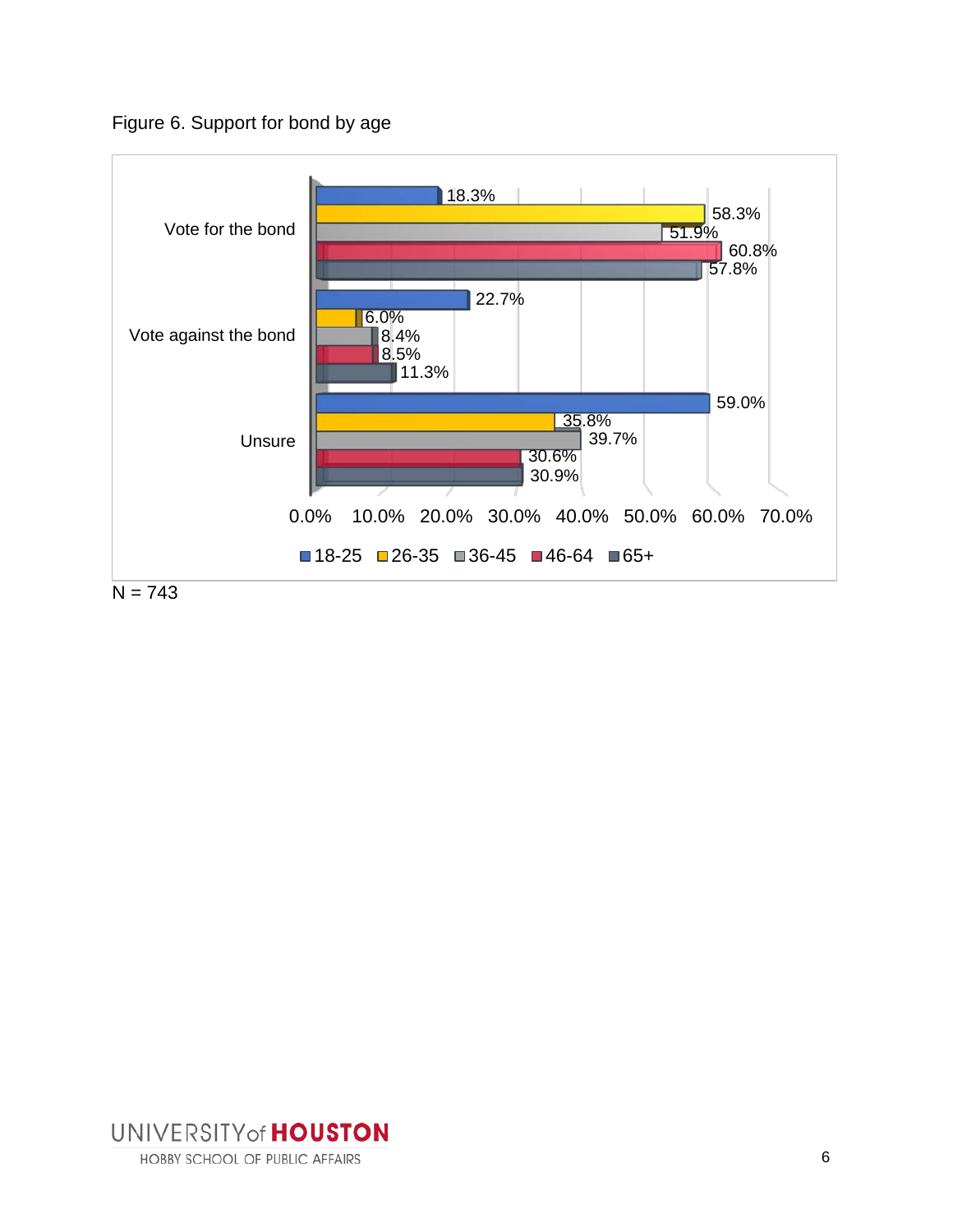Figure 6. Support for bond by age

| | 18-25 | 26-35 | 36-45 | 46-64 | 65+ |
|---|---|---|---|---|---|
| Vote for the bond | 18.3% | 58.3% | 51.9% | 60.8% | 57.8% |
| Vote against the bond | 22.7% | 6.0% | 8.4% | 8.5% | 11.3% |
| Unsure | 59.0% | 35.8% | 39.7% | 30.6% | 30.9% |

N = 743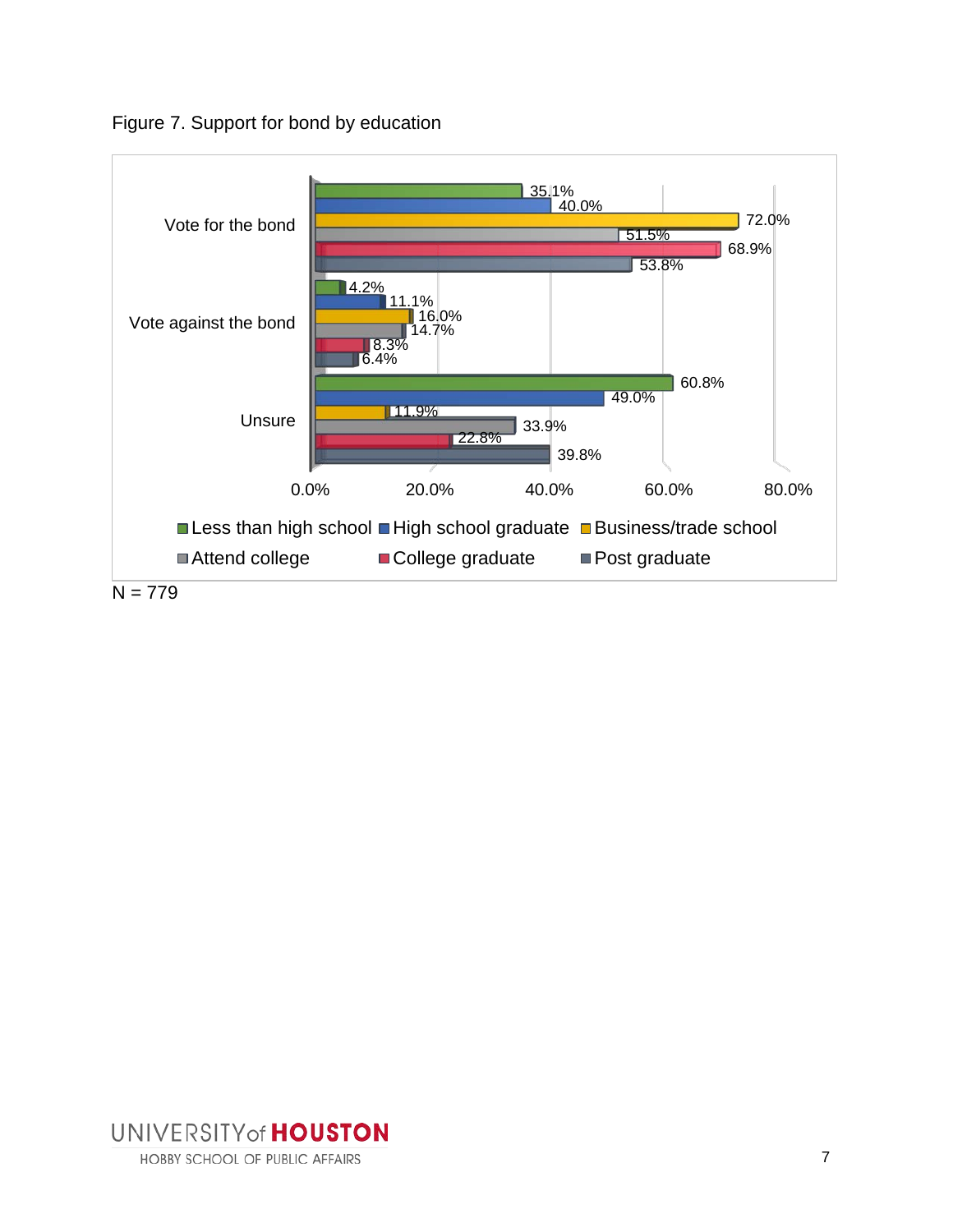Figure 7. Support for bond by education

| | Less than high school | High school graduate | Business/trade school | Attend college | College graduate | Post graduate |
|---|---|---|---|---|---|---|
| Vote for the bond | 35.1% | 40.0% | 72.0% | 51.5% | 68.9% | 53.8% |
| Vote against the bond | 4.2% | 11.1% | 16.0% | 14.7% | 8.3% | 6.4% |
| Unsure | 60.8% | 49.0% | 11.9% | 33.9% | 22.8% | 39.8% |

N = 779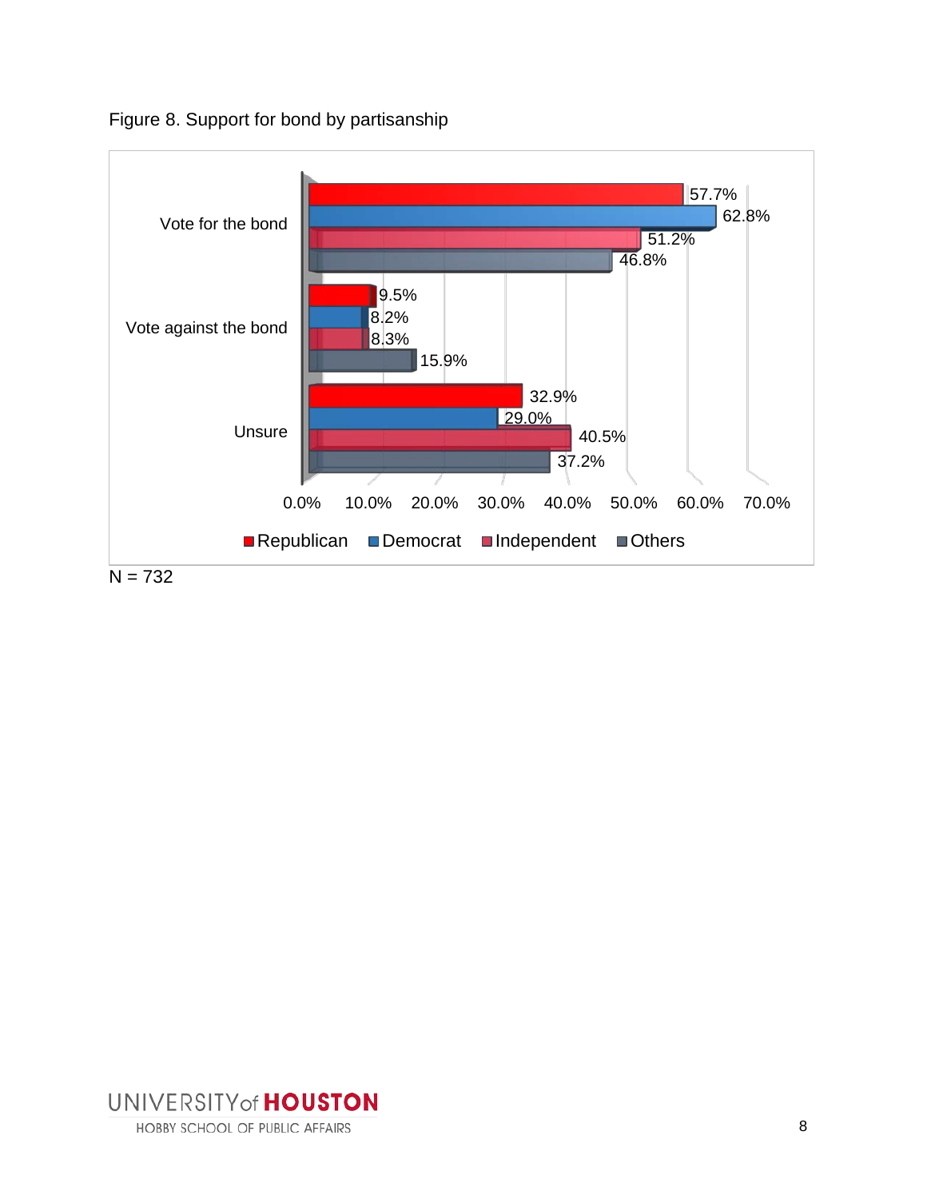Figure 8. Support for bond by partisanship

| | Republican | Democrat | Independent | Others |
|---|---|---|---|---|
| Vote for the bond | 57.7% | 62.8% | 51.2% | 46.8% |
| Vote against the bond | 9.5% | 8.2% | 8.3% | 15.9% |
| Unsure | 32.9% | 29.0% | 40.5% | 37.2% |

N = 732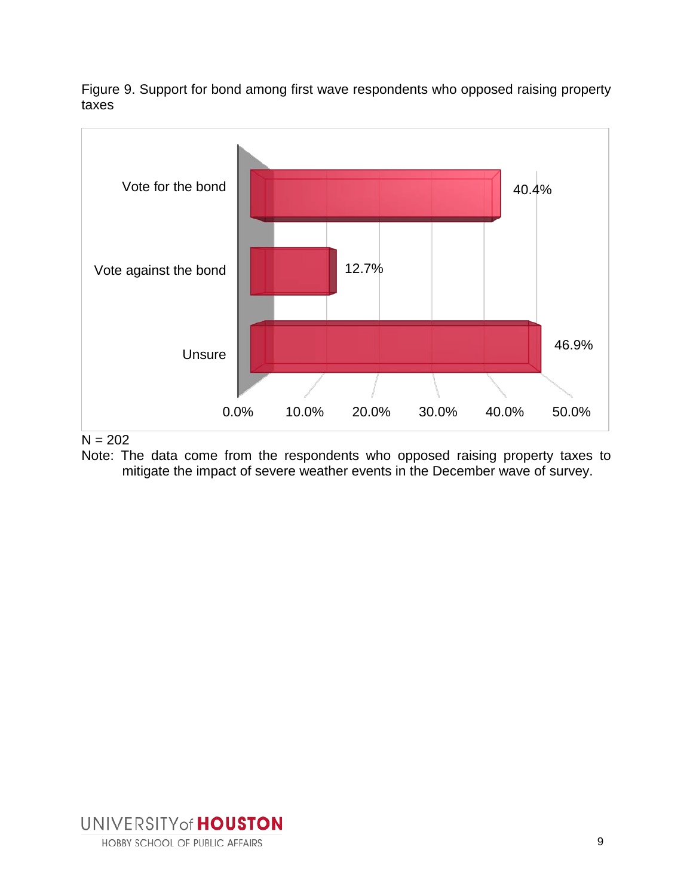Figure 9. Support for bond among first wave respondents who opposed raising property taxes

| Response | Percent |
| --- | --- |
| Vote for the bond | 40.4% |
| Vote against the bond | 12.7% |
| Unsure | 46.9% |

N = 202

Note: The data come from the respondents who opposed raising property taxes to mitigate the impact of severe weather events in the December wave of survey.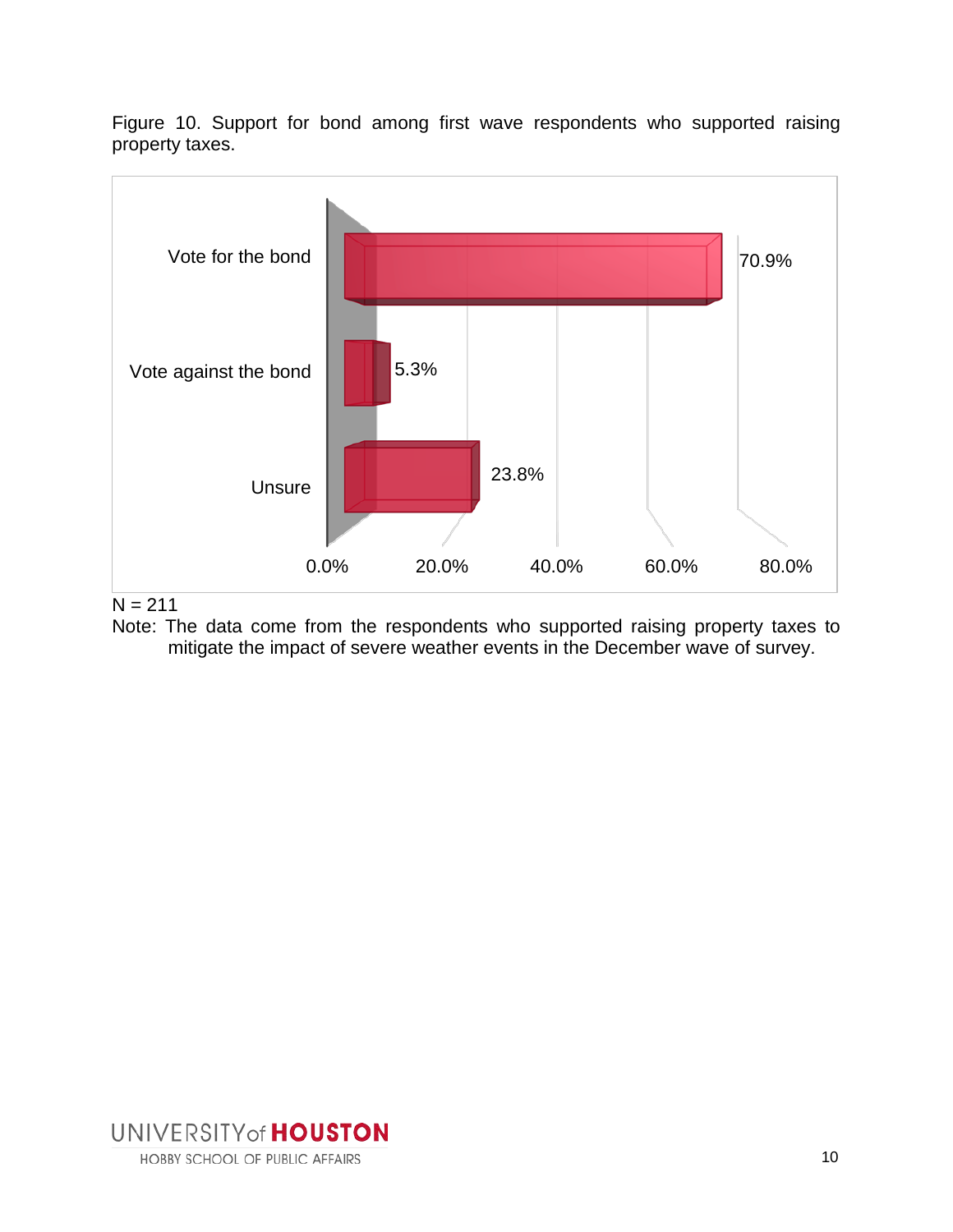Figure 10. Support for bond among first wave respondents who supported raising property taxes.

| | |
|---|---|
| Vote for the bond | 70.9% |
| Vote against the bond | 5.3% |
| Unsure | 23.8% |

N = 211

Note: The data come from the respondents who supported raising property taxes to mitigate the impact of severe weather events in the December wave of survey.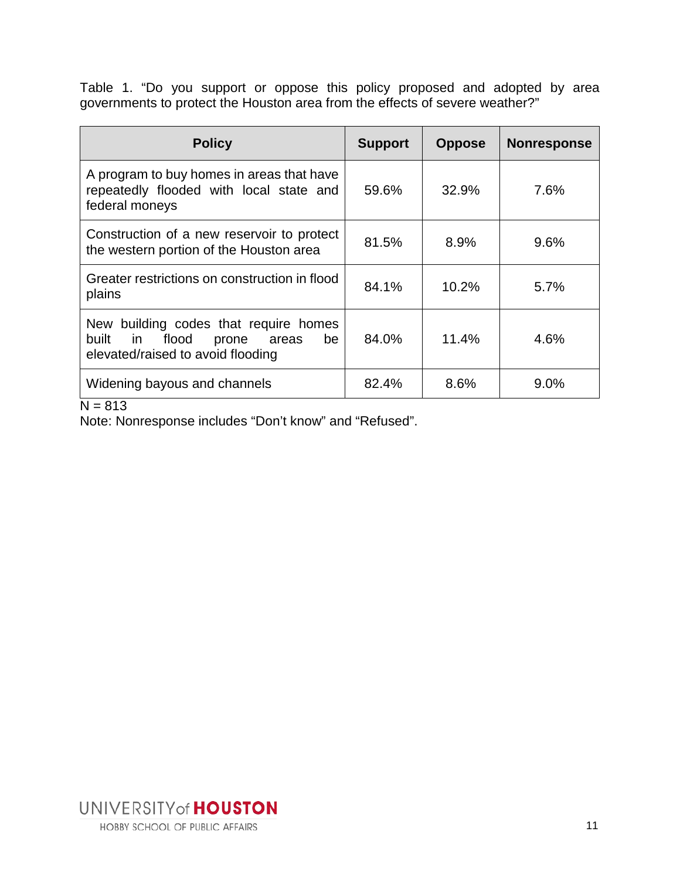Table 1. "Do you support or oppose this policy proposed and adopted by area governments to protect the Houston area from the effects of severe weather?"

| Policy | Support | Oppose | Nonresponse |
|---|---|---|---|
| A program to buy homes in areas that have repeatedly flooded with local state and federal moneys | 59.6% | 32.9% | 7.6% |
| Construction of a new reservoir to protect the western portion of the Houston area | 81.5% | 8.9% | 9.6% |
| Greater restrictions on construction in flood plains | 84.1% | 10.2% | 5.7% |
| New building codes that require homes built in flood prone areas be elevated/raised to avoid flooding | 84.0% | 11.4% | 4.6% |
| Widening bayous and channels | 82.4% | 8.6% | 9.0% |

N = 813

Note: Nonresponse includes "Don't know" and "Refused".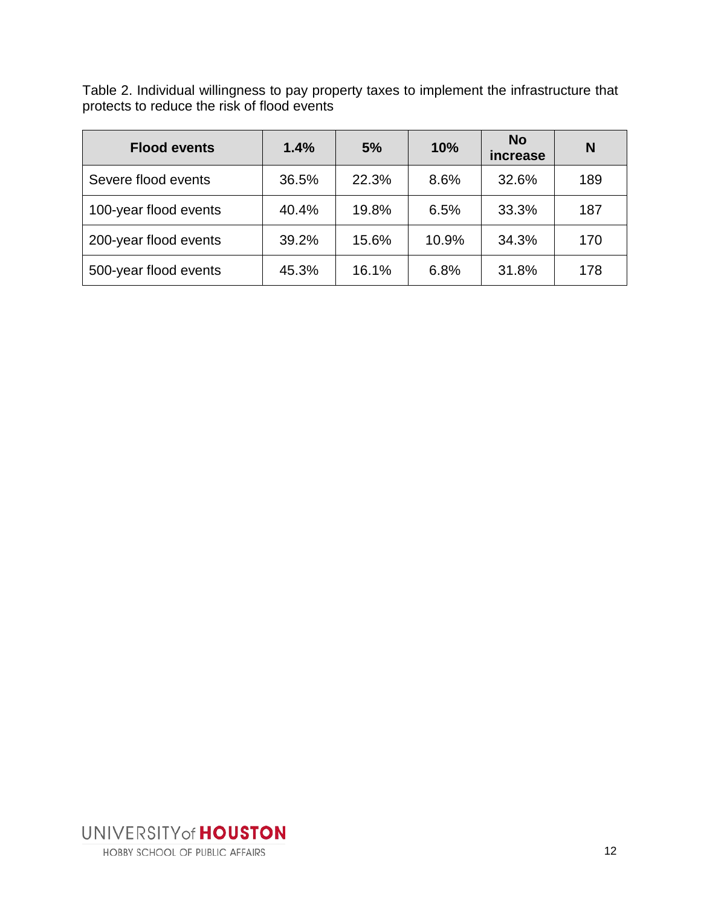Table 2. Individual willingness to pay property taxes to implement the infrastructure that protects to reduce the risk of flood events

| Flood events | 1.4% | 5% | 10% | No increase | N |
|---|---|---|---|---|---|
| Severe flood events | 36.5% | 22.3% | 8.6% | 32.6% | 189 |
| 100-year flood events | 40.4% | 19.8% | 6.5% | 33.3% | 187 |
| 200-year flood events | 39.2% | 15.6% | 10.9% | 34.3% | 170 |
| 500-year flood events | 45.3% | 16.1% | 6.8% | 31.8% | 178 |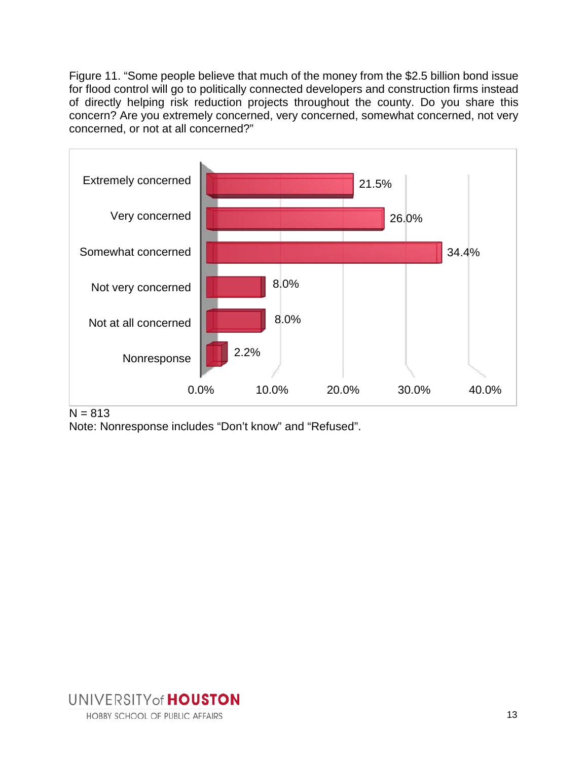Figure 11. "Some people believe that much of the money from the $2.5 billion bond issue for flood control will go to politically connected developers and construction firms instead of directly helping risk reduction projects throughout the county. Do you share this concern? Are you extremely concerned, very concerned, somewhat concerned, not very concerned, or not at all concerned?"

| Response | Percent |
|---|---|
| Extremely concerned | 21.5% |
| Very concerned | 26.0% |
| Somewhat concerned | 34.4% |
| Not very concerned | 8.0% |
| Not at all concerned | 8.0% |
| Nonresponse | 2.2% |

N = 813

Note: Nonresponse includes "Don't know" and "Refused".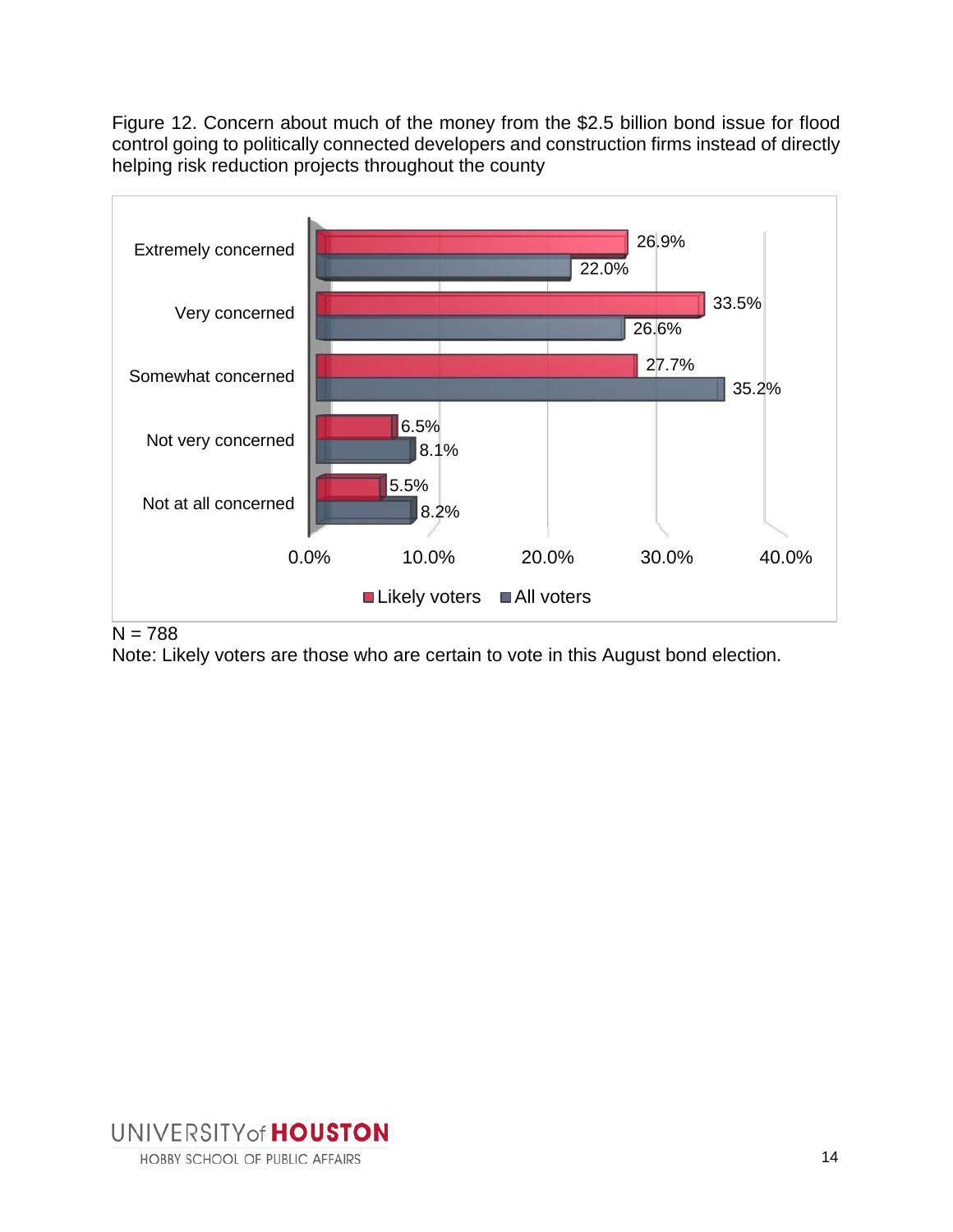Figure 12. Concern about much of the money from the $2.5 billion bond issue for flood control going to politically connected developers and construction firms instead of directly helping risk reduction projects throughout the county

| | Likely voters | All voters |
|---|---|---|
| Extremely concerned | 26.9% | 22.0% |
| Very concerned | 33.5% | 26.6% |
| Somewhat concerned | 27.7% | 35.2% |
| Not very concerned | 6.5% | 8.1% |
| Not at all concerned | 5.5% | 8.2% |

N = 788

Note: Likely voters are those who are certain to vote in this August bond election.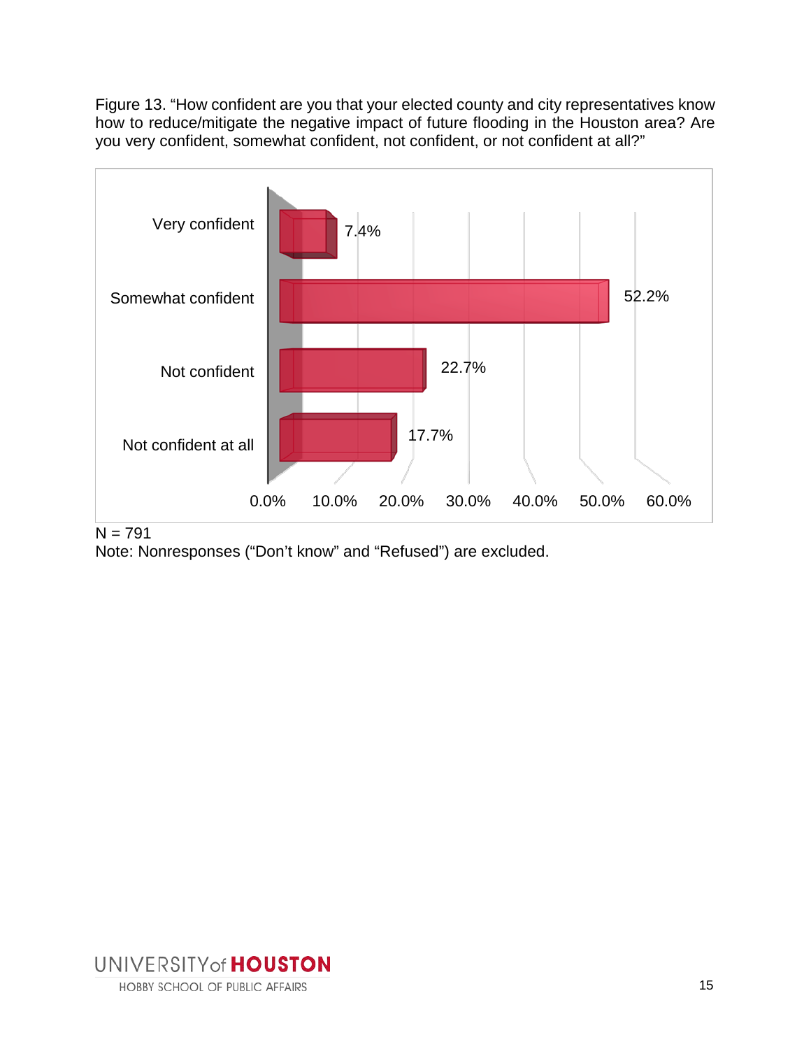Figure 13. "How confident are you that your elected county and city representatives know how to reduce/mitigate the negative impact of future flooding in the Houston area? Are you very confident, somewhat confident, not confident, or not confident at all?"

| Response | Percentage |
| --- | --- |
| Very confident | 7.4% |
| Somewhat confident | 52.2% |
| Not confident | 22.7% |
| Not confident at all | 17.7% |

N = 791

Note: Nonresponses ("Don't know" and "Refused") are excluded.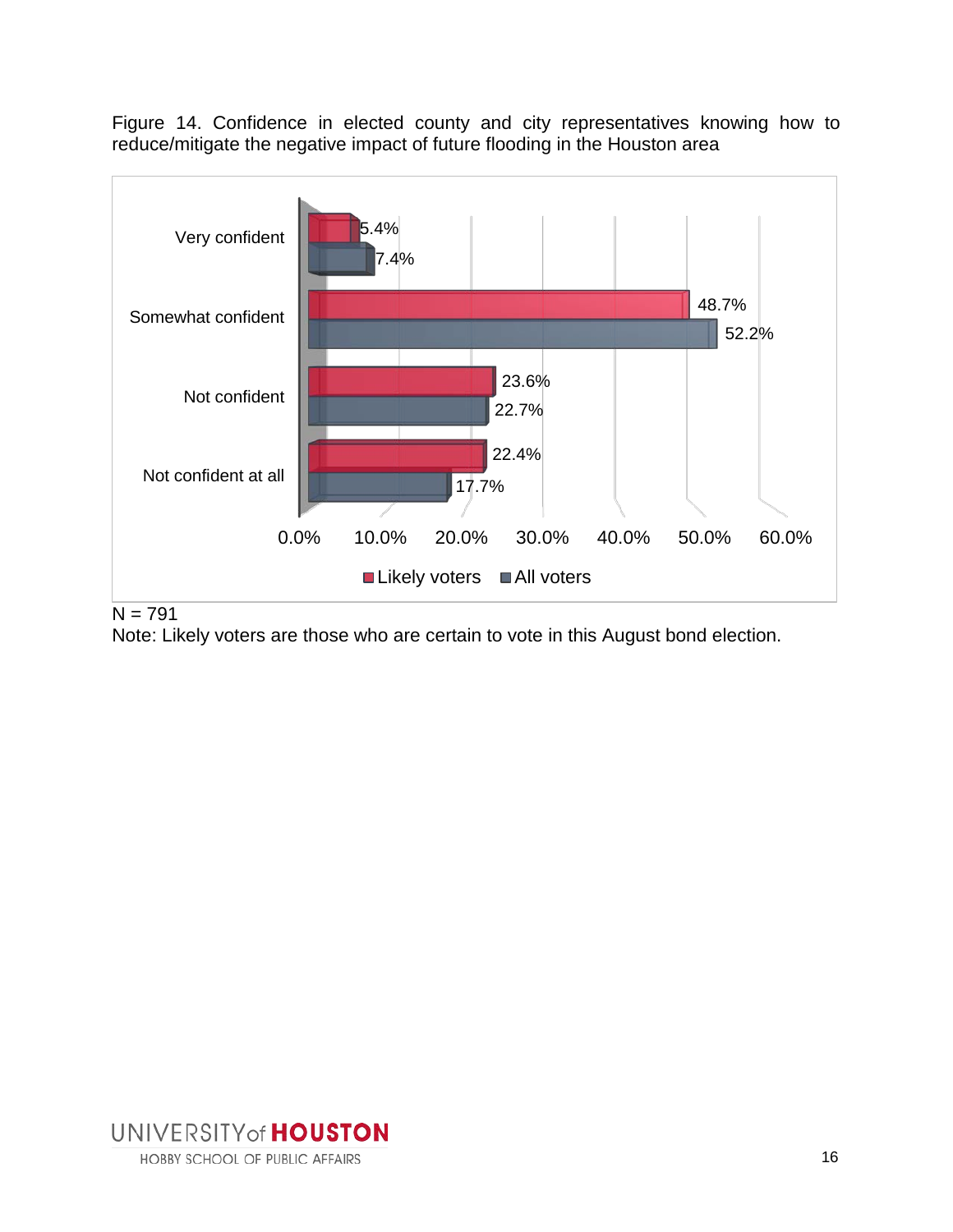Figure 14. Confidence in elected county and city representatives knowing how to reduce/mitigate the negative impact of future flooding in the Houston area

| | Likely voters | All voters |
|---|---|---|
| Very confident | 5.4% | 7.4% |
| Somewhat confident | 48.7% | 52.2% |
| Not confident | 23.6% | 22.7% |
| Not confident at all | 22.4% | 17.7% |

N = 791

Note: Likely voters are those who are certain to vote in this August bond election.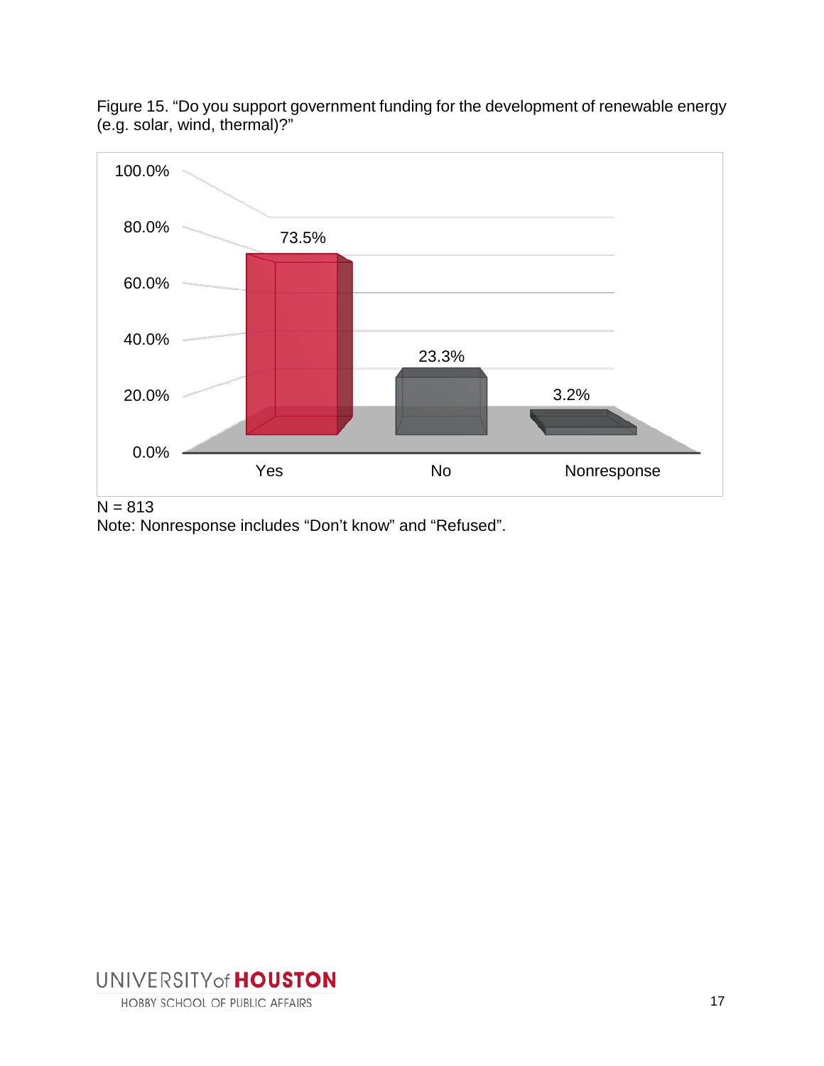Figure 15. “Do you support government funding for the development of renewable energy (e.g. solar, wind, thermal)?”

| Response | Percentage |
| --- | --- |
| Yes | 73.5% |
| No | 23.3% |
| Nonresponse | 3.2% |

N = 813

Note: Nonresponse includes “Don’t know” and “Refused”.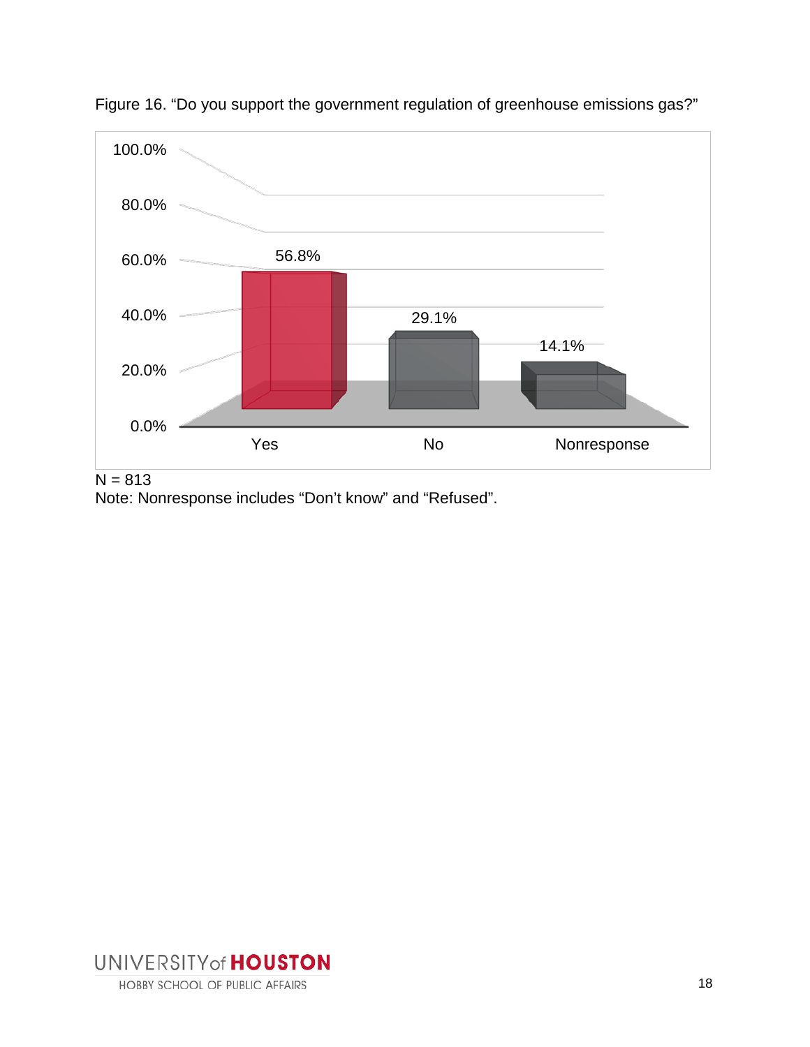Figure 16. “Do you support the government regulation of greenhouse emissions gas?”

| Response | Percent |
| --- | --- |
| Yes | 56.8% |
| No | 29.1% |
| Nonresponse | 14.1% |

N = 813

Note: Nonresponse includes “Don’t know” and “Refused”.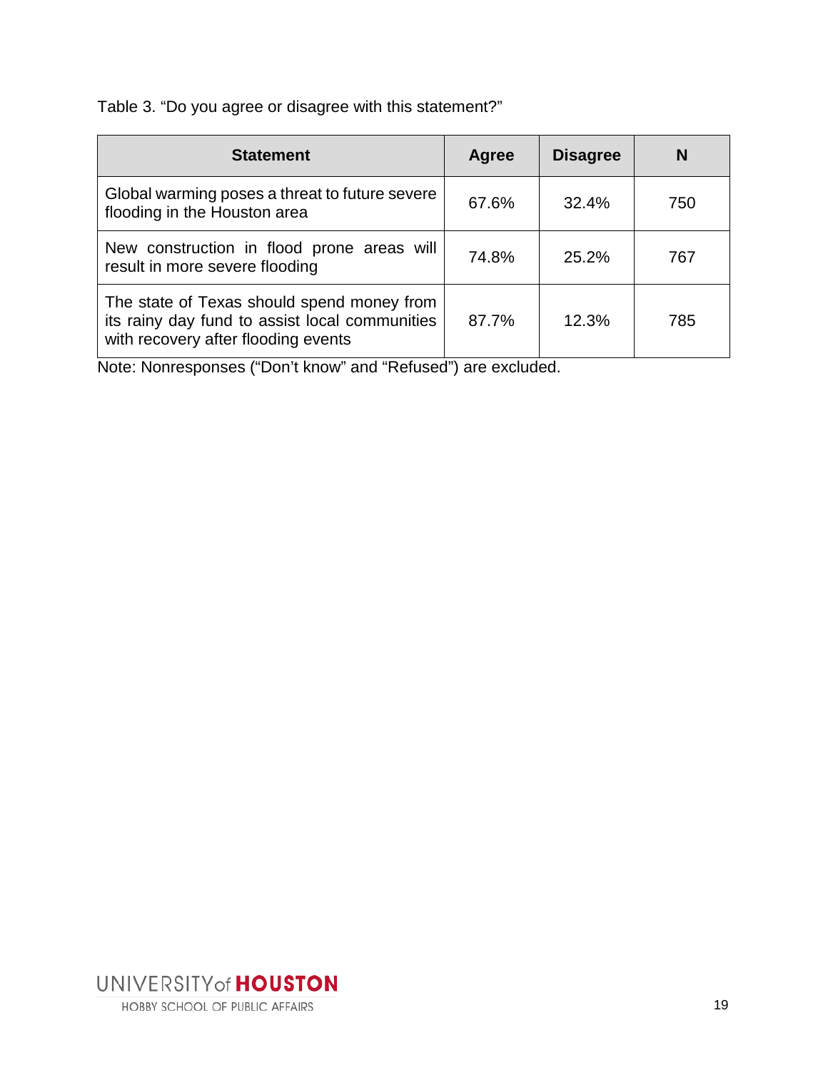Table 3. "Do you agree or disagree with this statement?"

| Statement | Agree | Disagree | N |
|---|---|---|---|
| Global warming poses a threat to future severe flooding in the Houston area | 67.6% | 32.4% | 750 |
| New construction in flood prone areas will result in more severe flooding | 74.8% | 25.2% | 767 |
| The state of Texas should spend money from its rainy day fund to assist local communities with recovery after flooding events | 87.7% | 12.3% | 785 |

Note: Nonresponses ("Don't know" and "Refused") are excluded.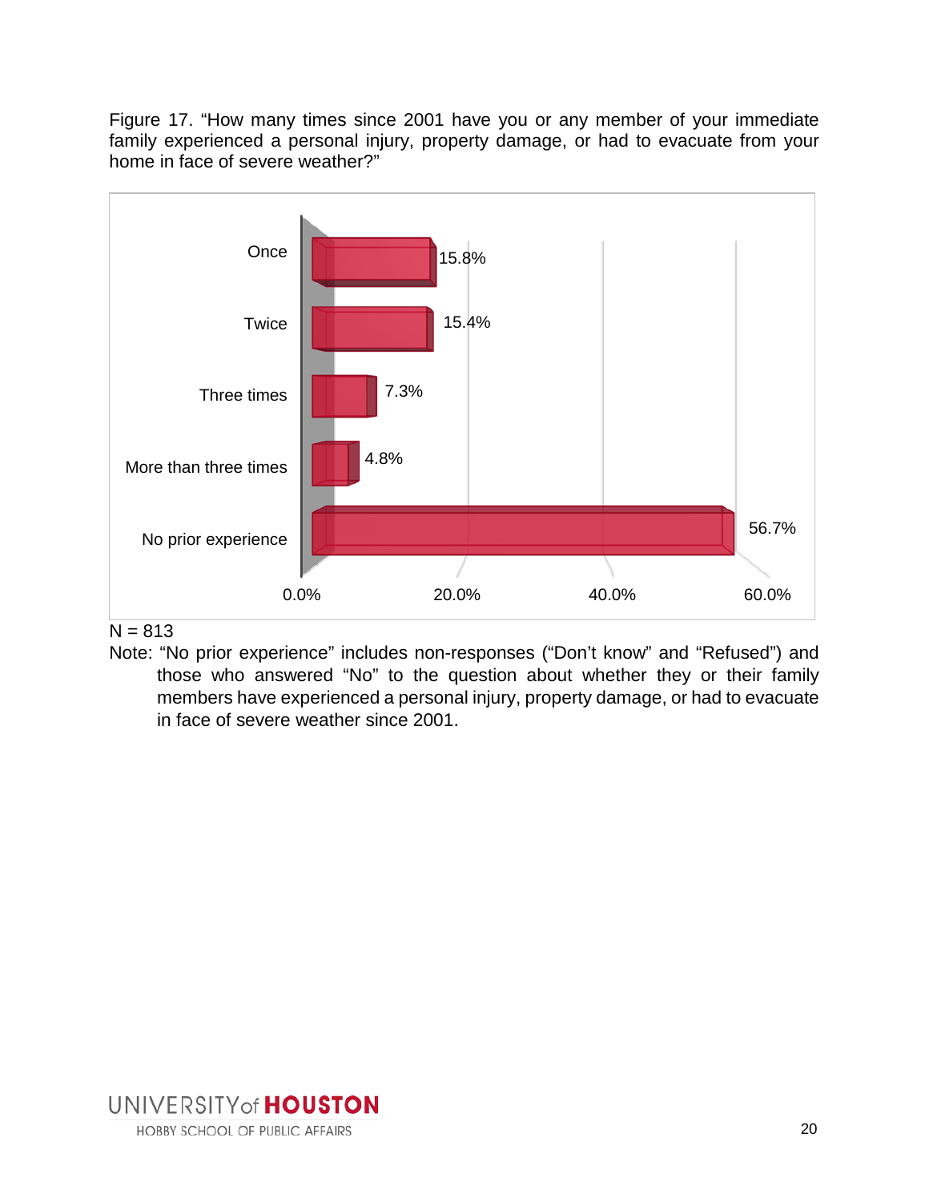Figure 17. "How many times since 2001 have you or any member of your immediate family experienced a personal injury, property damage, or had to evacuate from your home in face of severe weather?"

| Response | Percent |
|---|---|
| Once | 15.8% |
| Twice | 15.4% |
| Three times | 7.3% |
| More than three times | 4.8% |
| No prior experience | 56.7% |

N = 813

Note: "No prior experience" includes non-responses ("Don't know" and "Refused") and those who answered "No" to the question about whether they or their family members have experienced a personal injury, property damage, or had to evacuate in face of severe weather since 2001.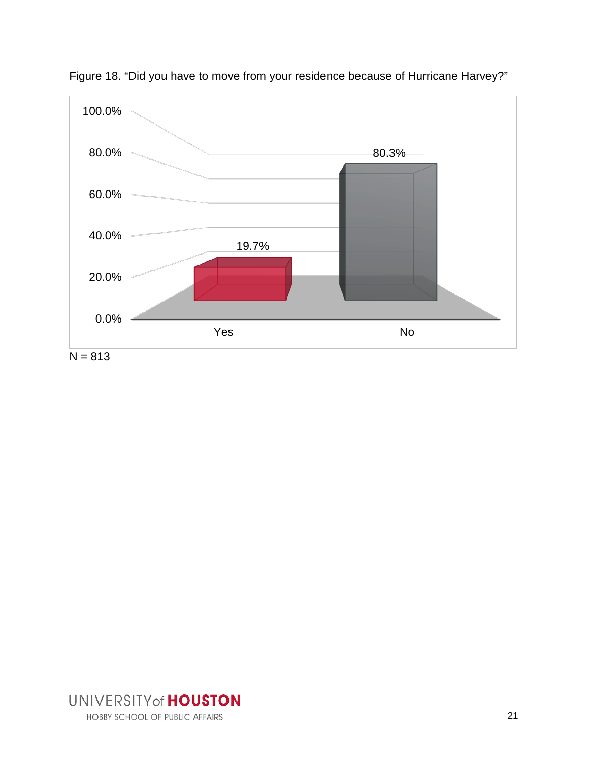Figure 18. "Did you have to move from your residence because of Hurricane Harvey?"

| | Yes | No |
|---|---|---|
| Percent | 19.7% | 80.3% |

N = 813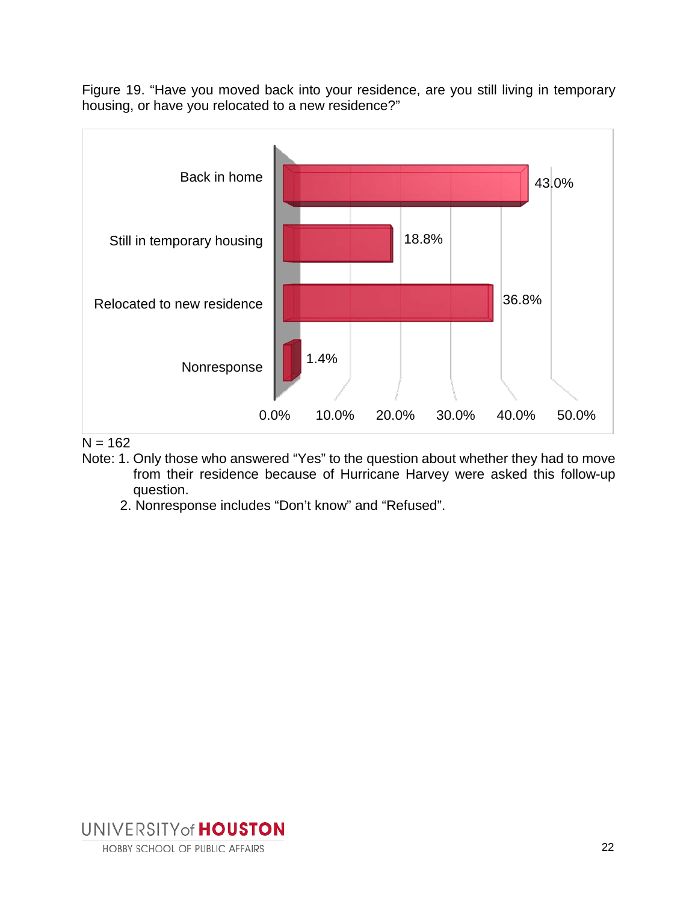Figure 19. "Have you moved back into your residence, are you still living in temporary housing, or have you relocated to a new residence?"

| Response | Percent |
| --- | --- |
| Back in home | 43.0% |
| Still in temporary housing | 18.8% |
| Relocated to new residence | 36.8% |
| Nonresponse | 1.4% |

N = 162

Note: 1. Only those who answered "Yes" to the question about whether they had to move from their residence because of Hurricane Harvey were asked this follow-up question.

2. Nonresponse includes "Don't know" and "Refused".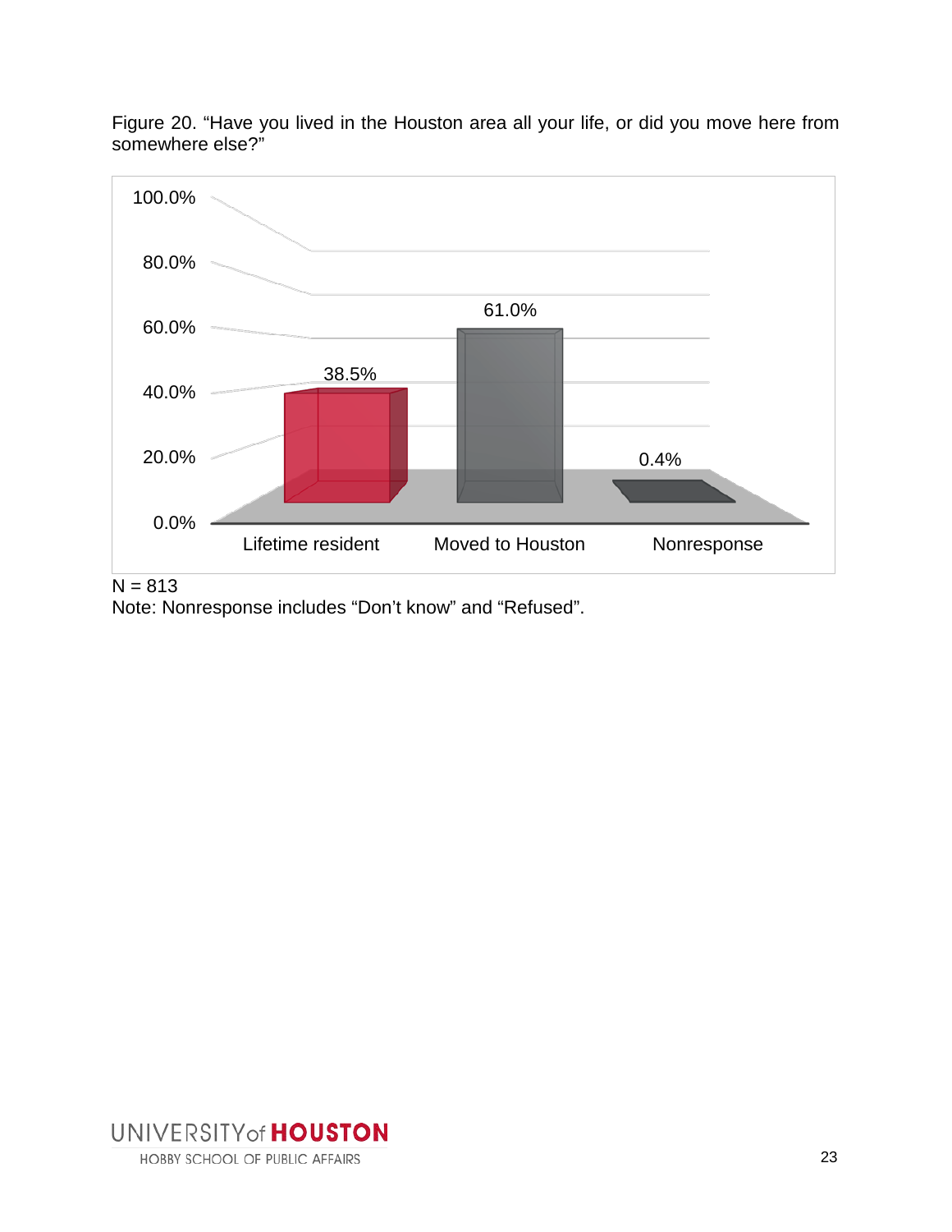Figure 20. "Have you lived in the Houston area all your life, or did you move here from somewhere else?"

| Response | Percent |
|---|---|
| Lifetime resident | 38.5% |
| Moved to Houston | 61.0% |
| Nonresponse | 0.4% |

N = 813
Note: Nonresponse includes "Don't know" and "Refused".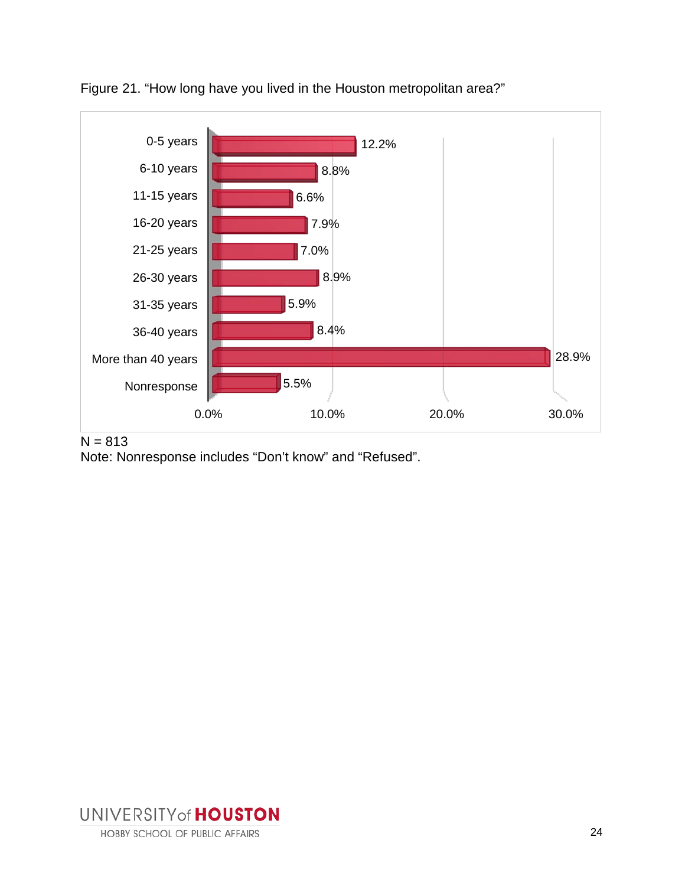Figure 21. "How long have you lived in the Houston metropolitan area?"

| Response | Percent |
|---|---|
| 0-5 years | 12.2% |
| 6-10 years | 8.8% |
| 11-15 years | 6.6% |
| 16-20 years | 7.9% |
| 21-25 years | 7.0% |
| 26-30 years | 8.9% |
| 31-35 years | 5.9% |
| 36-40 years | 8.4% |
| More than 40 years | 28.9% |
| Nonresponse | 5.5% |

N = 813

Note: Nonresponse includes "Don't know" and "Refused".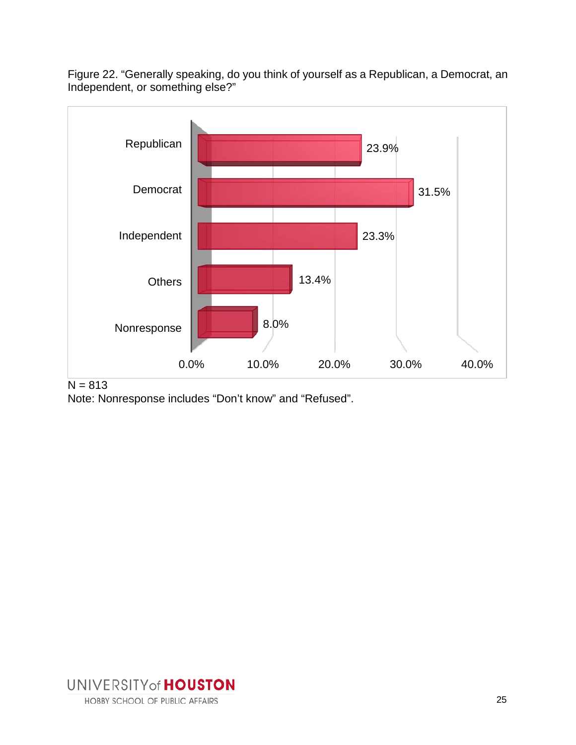Figure 22. "Generally speaking, do you think of yourself as a Republican, a Democrat, an Independent, or something else?"

| Response | Percentage |
|---|---|
| Republican | 23.9% |
| Democrat | 31.5% |
| Independent | 23.3% |
| Others | 13.4% |
| Nonresponse | 8.0% |

N = 813

Note: Nonresponse includes "Don't know" and "Refused".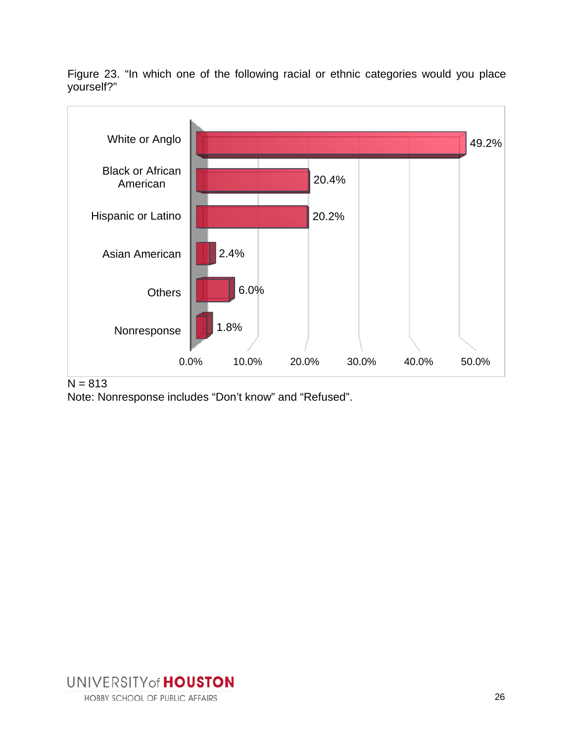Figure 23. "In which one of the following racial or ethnic categories would you place yourself?"

| Category | Percentage |
|---|---|
| White or Anglo | 49.2% |
| Black or African American | 20.4% |
| Hispanic or Latino | 20.2% |
| Asian American | 2.4% |
| Others | 6.0% |
| Nonresponse | 1.8% |

N = 813

Note: Nonresponse includes "Don't know" and "Refused".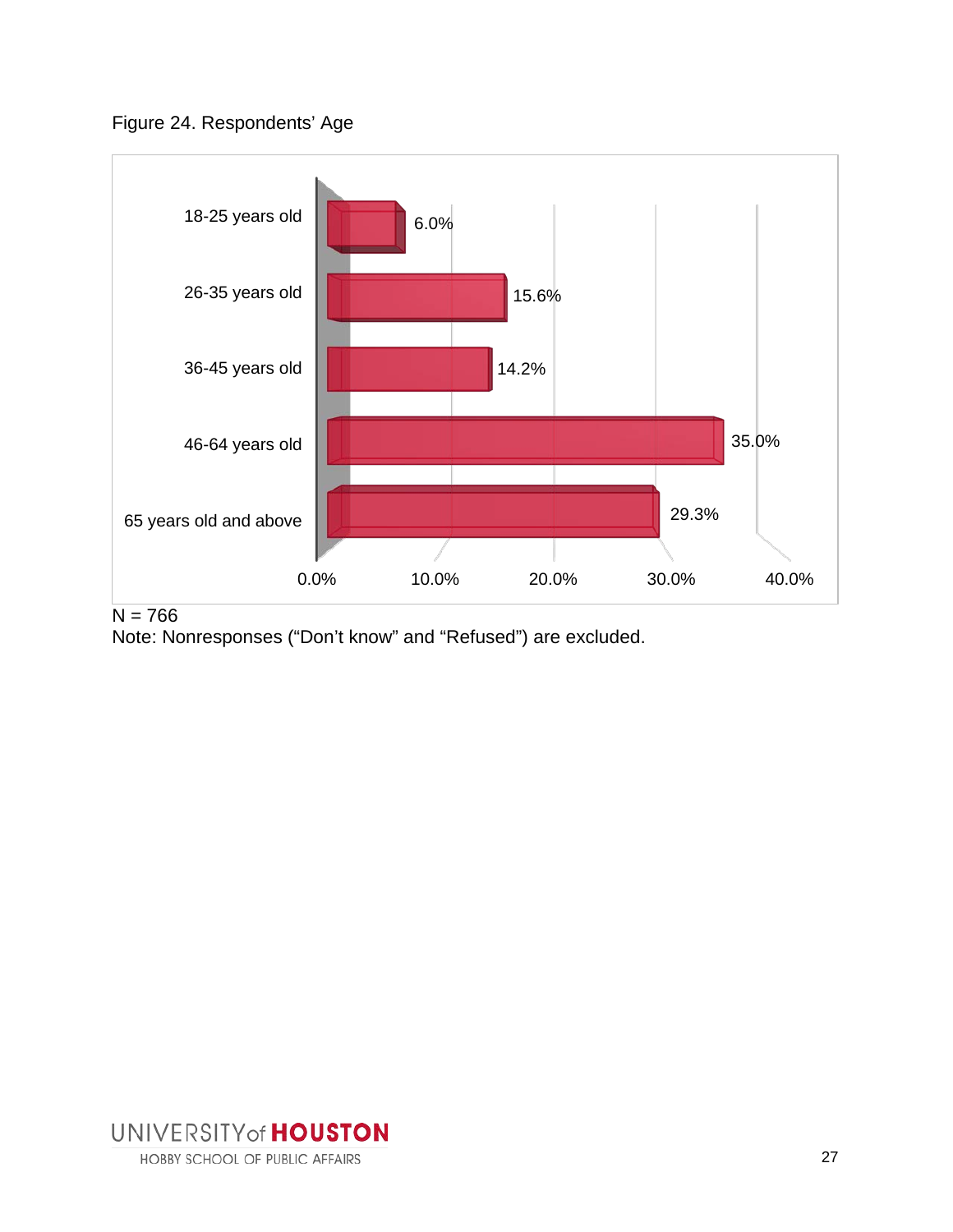Figure 24. Respondents' Age

| Age | Percent |
|---|---|
| 18-25 years old | 6.0% |
| 26-35 years old | 15.6% |
| 36-45 years old | 14.2% |
| 46-64 years old | 35.0% |
| 65 years old and above | 29.3% |

N = 766

Note: Nonresponses ("Don't know" and "Refused") are excluded.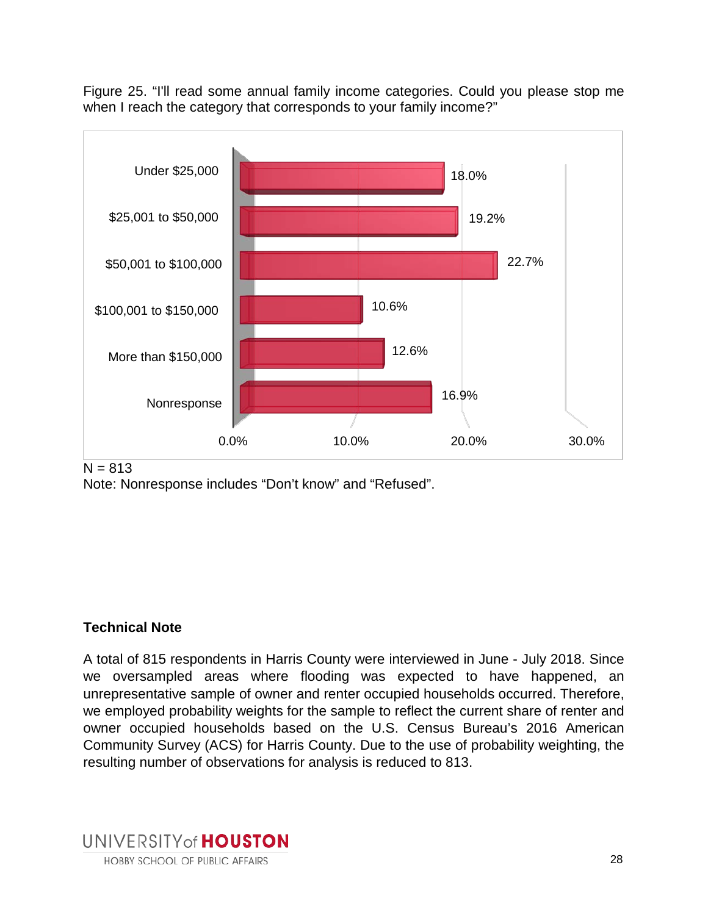Figure 25. “I'll read some annual family income categories. Could you please stop me when I reach the category that corresponds to your family income?”

Under $25,000
18.0%
$25,001 to $50,000
19.2%
$50,001 to $100,000
22.7%
$100,001 to $150,000
10.6%
More than $150,000
12.6%
Nonresponse
16.9%

0.0%
10.0%
20.0%
30.0%

N = 813

Note: Nonresponse includes “Don’t know” and “Refused”.

**Technical Note**

A total of 815 respondents in Harris County were interviewed in June - July 2018. Since we oversampled areas where flooding was expected to have happened, an unrepresentative sample of owner and renter occupied households occurred. Therefore, we employed probability weights for the sample to reflect the current share of renter and owner occupied households based on the U.S. Census Bureau’s 2016 American Community Survey (ACS) for Harris County. Due to the use of probability weighting, the resulting number of observations for analysis is reduced to 813.

UNIVERSITY of HOUSTON
HOBBY SCHOOL OF PUBLIC AFFAIRS